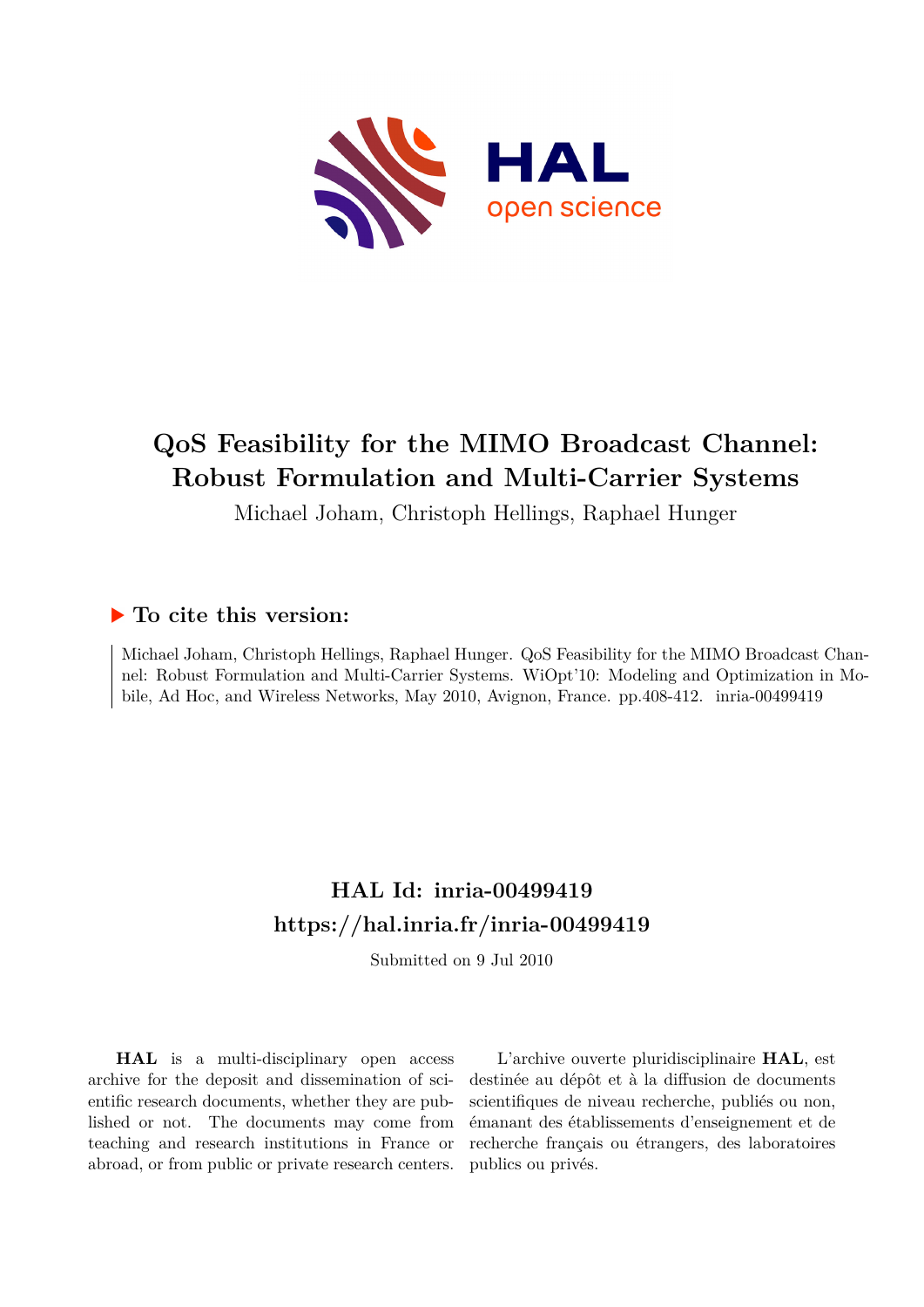# QoS Feasibility for the MIMO Broadcast Channel: Robust Formulation and Multi-Carrier Systems

Michael Joham, Christoph Hellings, Raphael Hunger

## ▶ To cite this version:

Michael Joham, Christoph Hellings, Raphael Hunger. QoS Feasibility for the MIMO Broadcast Channel: Robust Formulation and Multi-Carrier Systems. WiOpt'10: Modeling and Optimization in Mobile, Ad Hoc, and Wireless Networks, May 2010, Avignon, France. pp.408-412. inria-00499419

## HAL Id: inria-00499419

## https://hal.inria.fr/inria-00499419

Submitted on 9 Jul 2010

**HAL** is a multi-disciplinary open access archive for the deposit and dissemination of scientific research documents, whether they are published or not. The documents may come from teaching and research institutions in France or abroad, or from public or private research centers.

L'archive ouverte pluridisciplinaire **HAL**, est destinée au dépôt et à la diffusion de documents scientifiques de niveau recherche, publiés ou non, émanant des établissements d'enseignement et de recherche français ou étrangers, des laboratoires publics ou privés.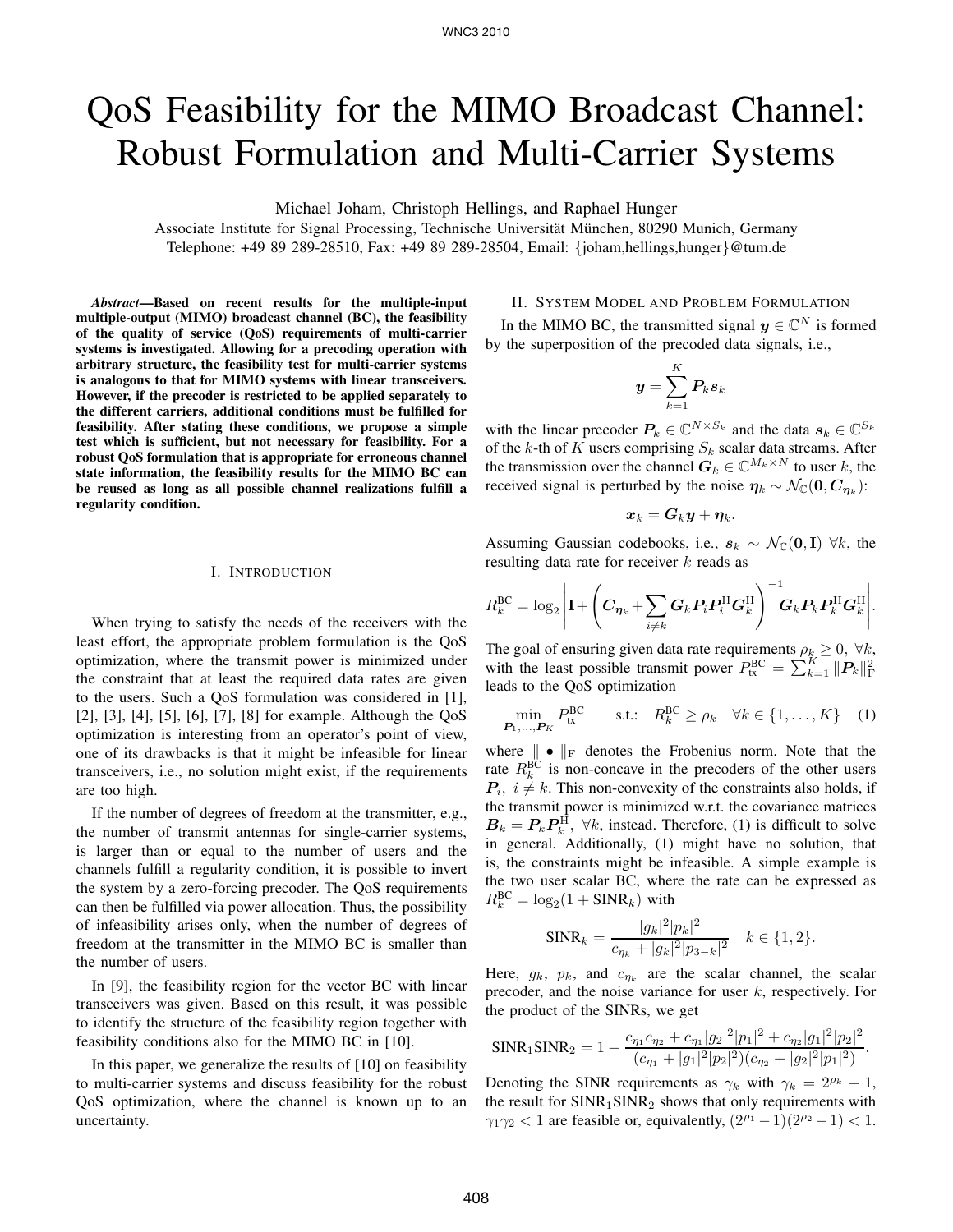# QoS Feasibility for the MIMO Broadcast Channel: Robust Formulation and Multi-Carrier Systems

Michael Joham, Christoph Hellings, and Raphael Hunger

Associate Institute for Signal Processing, Technische Universität München, 80290 Munich, Germany

Telephone: +49 89 289-28510, Fax: +49 89 289-28504, Email: {joham,hellings,hunger}@tum.de

***Abstract*—Based on recent results for the multiple-input multiple-output (MIMO) broadcast channel (BC), the feasibility of the quality of service (QoS) requirements of multi-carrier systems is investigated. Allowing for a precoding operation with arbitrary structure, the feasibility test for multi-carrier systems is analogous to that for MIMO systems with linear transceivers. However, if the precoder is restricted to be applied separately to the different carriers, additional conditions must be fulfilled for feasibility. After stating these conditions, we propose a simple test which is sufficient, but not necessary for feasibility. For a robust QoS formulation that is appropriate for erroneous channel state information, the feasibility results for the MIMO BC can be reused as long as all possible channel realizations fulfill a regularity condition.**

## I. Introduction

When trying to satisfy the needs of the receivers with the least effort, the appropriate problem formulation is the QoS optimization, where the transmit power is minimized under the constraint that at least the required data rates are given to the users. Such a QoS formulation was considered in [1], [2], [3], [4], [5], [6], [7], [8] for example. Although the QoS optimization is interesting from an operator's point of view, one of its drawbacks is that it might be infeasible for linear transceivers, i.e., no solution might exist, if the requirements are too high.

If the number of degrees of freedom at the transmitter, e.g., the number of transmit antennas for single-carrier systems, is larger than or equal to the number of users and the channels fulfill a regularity condition, it is possible to invert the system by a zero-forcing precoder. The QoS requirements can then be fulfilled via power allocation. Thus, the possibility of infeasibility arises only, when the number of degrees of freedom at the transmitter in the MIMO BC is smaller than the number of users.

In [9], the feasibility region for the vector BC with linear transceivers was given. Based on this result, it was possible to identify the structure of the feasibility region together with feasibility conditions also for the MIMO BC in [10].

In this paper, we generalize the results of [10] on feasibility to multi-carrier systems and discuss feasibility for the robust QoS optimization, where the channel is known up to an uncertainty.

## II. System Model and Problem Formulation

In the MIMO BC, the transmitted signal $\boldsymbol{y} \in \mathbb{C}^N$ is formed by the superposition of the precoded data signals, i.e.,

$$\boldsymbol{y} = \sum_{k=1}^{K} \boldsymbol{P}_k \boldsymbol{s}_k$$

with the linear precoder $\boldsymbol{P}_k \in \mathbb{C}^{N \times S_k}$ and the data $\boldsymbol{s}_k \in \mathbb{C}^{S_k}$ of the $k$-th of $K$ users comprising $S_k$ scalar data streams. After the transmission over the channel $\boldsymbol{G}_k \in \mathbb{C}^{M_k \times N}$ to user $k$, the received signal is perturbed by the noise $\boldsymbol{\eta}_k \sim \mathcal{N}_{\mathbb{C}}(\boldsymbol{0}, \boldsymbol{C}_{\boldsymbol{\eta}_k})$:

$$\boldsymbol{x}_k = \boldsymbol{G}_k \boldsymbol{y} + \boldsymbol{\eta}_k.$$

Assuming Gaussian codebooks, i.e., $\boldsymbol{s}_k \sim \mathcal{N}_{\mathbb{C}}(\boldsymbol{0}, \mathbf{I})$ $\forall k$, the resulting data rate for receiver $k$ reads as

$$R_k^{\mathrm{BC}} = \log_2 \left| \mathbf{I} + \left( \boldsymbol{C}_{\boldsymbol{\eta}_k} + \sum_{i \neq k} \boldsymbol{G}_k \boldsymbol{P}_i \boldsymbol{P}_i^{\mathrm{H}} \boldsymbol{G}_k^{\mathrm{H}} \right)^{-1} \boldsymbol{G}_k \boldsymbol{P}_k \boldsymbol{P}_k^{\mathrm{H}} \boldsymbol{G}_k^{\mathrm{H}} \right|.$$

The goal of ensuring given data rate requirements $\rho_k \geq 0$, $\forall k$, with the least possible transmit power $P_{\mathrm{tx}}^{\mathrm{BC}} = \sum_{k=1}^{K} \|\boldsymbol{P}_k\|_{\mathrm{F}}^2$ leads to the QoS optimization

$$\min_{\boldsymbol{P}_1,\ldots,\boldsymbol{P}_K} P_{\mathrm{tx}}^{\mathrm{BC}} \quad \text{s.t.:} \quad R_k^{\mathrm{BC}} \geq \rho_k \quad \forall k \in \{1,\ldots,K\} \qquad (1)$$

where $\| \bullet \|_{\mathrm{F}}$ denotes the Frobenius norm. Note that the rate $R_k^{\mathrm{BC}}$ is non-concave in the precoders of the other users $\boldsymbol{P}_i$, $i \neq k$. This non-convexity of the constraints also holds, if the transmit power is minimized w.r.t. the covariance matrices $\boldsymbol{B}_k = \boldsymbol{P}_k \boldsymbol{P}_k^{\mathrm{H}}$, $\forall k$, instead. Therefore, (1) is difficult to solve in general. Additionally, (1) might have no solution, that is, the constraints might be infeasible. A simple example is the two user scalar BC, where the rate can be expressed as $R_k^{\mathrm{BC}} = \log_2(1 + \mathrm{SINR}_k)$ with

$$\mathrm{SINR}_k = \frac{|g_k|^2 |p_k|^2}{c_{\eta_k} + |g_k|^2 |p_{3-k}|^2} \quad k \in \{1, 2\}.$$

Here, $g_k$, $p_k$, and $c_{\eta_k}$ are the scalar channel, the scalar precoder, and the noise variance for user $k$, respectively. For the product of the SINRs, we get

$$\mathrm{SINR}_1 \mathrm{SINR}_2 = 1 - \frac{c_{\eta_1} c_{\eta_2} + c_{\eta_1} |g_2|^2 |p_1|^2 + c_{\eta_2} |g_1|^2 |p_2|^2}{(c_{\eta_1} + |g_1|^2 |p_2|^2)(c_{\eta_2} + |g_2|^2 |p_1|^2)}.$$

Denoting the SINR requirements as $\gamma_k$ with $\gamma_k = 2^{\rho_k} - 1$, the result for $\mathrm{SINR}_1 \mathrm{SINR}_2$ shows that only requirements with $\gamma_1 \gamma_2 < 1$ are feasible or, equivalently, $(2^{\rho_1} - 1)(2^{\rho_2} - 1) < 1$.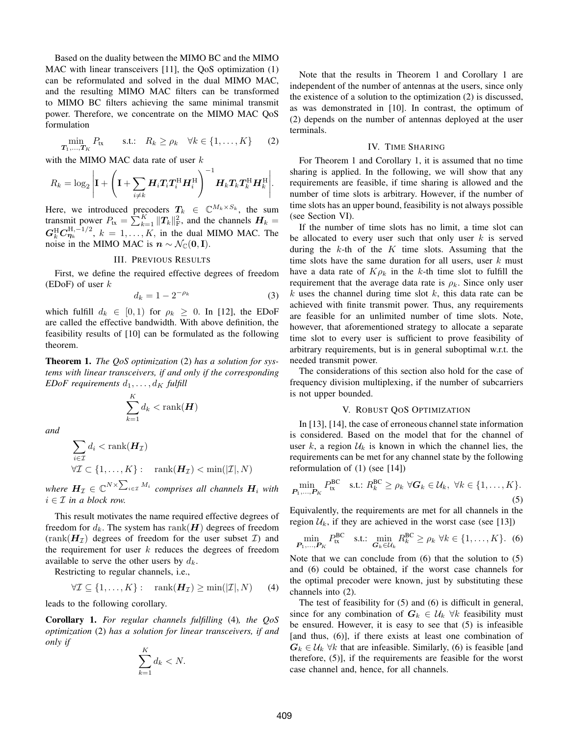Based on the duality between the MIMO BC and the MIMO MAC with linear transceivers [11], the QoS optimization (1) can be reformulated and solved in the dual MIMO MAC, and the resulting MIMO MAC filters can be transformed to MIMO BC filters achieving the same minimal transmit power. Therefore, we concentrate on the MIMO MAC QoS formulation

$$\min_{\boldsymbol{T}_1,\ldots,\boldsymbol{T}_K} P_{\text{tx}} \qquad \text{s.t.:} \quad R_k \geq \rho_k \quad \forall k \in \{1,\ldots,K\} \tag{2}$$

with the MIMO MAC data rate of user $k$

$$R_k = \log_2 \left| \mathbf{I} + \left( \mathbf{I} + \sum_{i \neq k} \boldsymbol{H}_i \boldsymbol{T}_i \boldsymbol{T}_i^{\mathrm{H}} \boldsymbol{H}_i^{\mathrm{H}} \right)^{-1} \boldsymbol{H}_k \boldsymbol{T}_k \boldsymbol{T}_k^{\mathrm{H}} \boldsymbol{H}_k^{\mathrm{H}} \right|.$$

Here, we introduced precoders $\boldsymbol{T}_k \in \mathbb{C}^{M_k \times S_k}$, the sum transmit power $P_{\text{tx}} = \sum_{k=1}^{K} \|\boldsymbol{T}_k\|_{\mathrm{F}}^2$, and the channels $\boldsymbol{H}_k = \boldsymbol{G}_k^{\mathrm{H}} \boldsymbol{C}_{\boldsymbol{\eta}_k}^{\mathrm{H},-1/2}$, $k = 1,\ldots,K$, in the dual MIMO MAC. The noise in the MIMO MAC is $\boldsymbol{n} \sim \mathcal{N}_{\mathbb{C}}(\mathbf{0}, \mathbf{I})$.

## III. Previous Results

First, we define the required effective degrees of freedom (EDoF) of user $k$

$$d_k = 1 - 2^{-\rho_k} \tag{3}$$

which fulfill $d_k \in [0,1)$ for $\rho_k \geq 0$. In [12], the EDoF are called the effective bandwidth. With above definition, the feasibility results of [10] can be formulated as the following theorem.

**Theorem 1.** *The QoS optimization* (2) *has a solution for systems with linear transceivers, if and only if the corresponding EDoF requirements* $d_1,\ldots,d_K$ *fulfill*

$$\sum_{k=1}^{K} d_k < \operatorname{rank}(\boldsymbol{H})$$

*and*

$$\sum_{i \in \mathcal{I}} d_i < \operatorname{rank}(\boldsymbol{H}_{\mathcal{I}})$$
$$\forall \mathcal{I} \subset \{1,\ldots,K\}: \quad \operatorname{rank}(\boldsymbol{H}_{\mathcal{I}}) < \min(|\mathcal{I}|, N)$$

*where* $\boldsymbol{H}_{\mathcal{I}} \in \mathbb{C}^{N \times \sum_{i \in \mathcal{I}} M_i}$ *comprises all channels* $\boldsymbol{H}_i$ *with* $i \in \mathcal{I}$ *in a block row.*

This result motivates the name required effective degrees of freedom for $d_k$. The system has $\operatorname{rank}(\boldsymbol{H})$ degrees of freedom ($\operatorname{rank}(\boldsymbol{H}_{\mathcal{I}})$ degrees of freedom for the user subset $\mathcal{I}$) and the requirement for user $k$ reduces the degrees of freedom available to serve the other users by $d_k$.

Restricting to regular channels, i.e.,

$$\forall \mathcal{I} \subseteq \{1,\ldots,K\}: \quad \operatorname{rank}(\boldsymbol{H}_{\mathcal{I}}) \geq \min(|\mathcal{I}|, N) \tag{4}$$

leads to the following corollary.

**Corollary 1.** *For regular channels fulfilling* (4)*, the QoS optimization* (2) *has a solution for linear transceivers, if and only if*

$$\sum_{k=1}^{K} d_k < N.$$

Note that the results in Theorem 1 and Corollary 1 are independent of the number of antennas at the users, since only the existence of a solution to the optimization (2) is discussed, as was demonstrated in [10]. In contrast, the optimum of (2) depends on the number of antennas deployed at the user terminals.

## IV. Time Sharing

For Theorem 1 and Corollary 1, it is assumed that no time sharing is applied. In the following, we will show that any requirements are feasible, if time sharing is allowed and the number of time slots is arbitrary. However, if the number of time slots has an upper bound, feasibility is not always possible (see Section VI).

If the number of time slots has no limit, a time slot can be allocated to every user such that only user $k$ is served during the $k$-th of the $K$ time slots. Assuming that the time slots have the same duration for all users, user $k$ must have a data rate of $K\rho_k$ in the $k$-th time slot to fulfill the requirement that the average data rate is $\rho_k$. Since only user $k$ uses the channel during time slot $k$, this data rate can be achieved with finite transmit power. Thus, any requirements are feasible for an unlimited number of time slots. Note, however, that aforementioned strategy to allocate a separate time slot to every user is sufficient to prove feasibility of arbitrary requirements, but is in general suboptimal w.r.t. the needed transmit power.

The considerations of this section also hold for the case of frequency division multiplexing, if the number of subcarriers is not upper bounded.

## V. Robust QoS Optimization

In [13], [14], the case of erroneous channel state information is considered. Based on the model that for the channel of user $k$, a region $\mathcal{U}_k$ is known in which the channel lies, the requirements can be met for any channel state by the following reformulation of (1) (see [14])

$$\min_{\boldsymbol{P}_1,\ldots,\boldsymbol{P}_K} P_{\text{tx}}^{\text{BC}} \quad \text{s.t.:}\ R_k^{\text{BC}} \geq \rho_k \ \forall \boldsymbol{G}_k \in \mathcal{U}_k,\ \forall k \in \{1,\ldots,K\}. \tag{5}$$

Equivalently, the requirements are met for all channels in the region $\mathcal{U}_k$, if they are achieved in the worst case (see [13])

$$\min_{\boldsymbol{P}_1,\ldots,\boldsymbol{P}_K} P_{\text{tx}}^{\text{BC}} \quad \text{s.t.:}\ \min_{\boldsymbol{G}_k \in \mathcal{U}_k} R_k^{\text{BC}} \geq \rho_k \ \forall k \in \{1,\ldots,K\}. \tag{6}$$

Note that we can conclude from (6) that the solution to (5) and (6) could be obtained, if the worst case channels for the optimal precoder were known, just by substituting these channels into (2).

The test of feasibility for (5) and (6) is difficult in general, since for any combination of $\boldsymbol{G}_k \in \mathcal{U}_k\ \forall k$ feasibility must be ensured. However, it is easy to see that (5) is infeasible [and thus, (6)], if there exists at least one combination of $\boldsymbol{G}_k \in \mathcal{U}_k\ \forall k$ that are infeasible. Similarly, (6) is feasible [and therefore, (5)], if the requirements are feasible for the worst case channel and, hence, for all channels.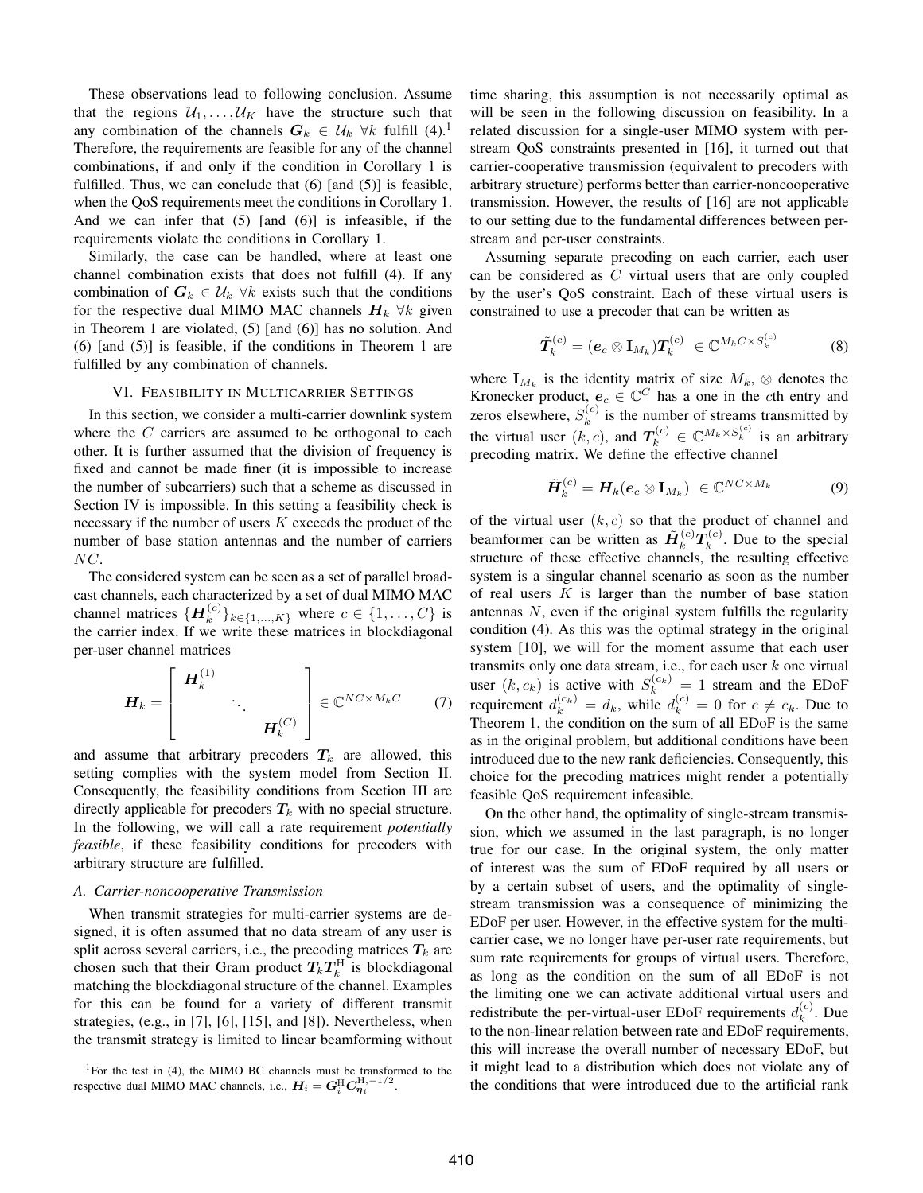These observations lead to following conclusion. Assume that the regions $\mathcal{U}_1, \ldots, \mathcal{U}_K$ have the structure such that any combination of the channels $\boldsymbol{G}_k \in \mathcal{U}_k \ \forall k$ fulfill (4).[1] Therefore, the requirements are feasible for any of the channel combinations, if and only if the condition in Corollary 1 is fulfilled. Thus, we can conclude that (6) [and (5)] is feasible, when the QoS requirements meet the conditions in Corollary 1. And we can infer that (5) [and (6)] is infeasible, if the requirements violate the conditions in Corollary 1.

Similarly, the case can be handled, where at least one channel combination exists that does not fulfill (4). If any combination of $\boldsymbol{G}_k \in \mathcal{U}_k \ \forall k$ exists such that the conditions for the respective dual MIMO MAC channels $\boldsymbol{H}_k \ \forall k$ given in Theorem 1 are violated, (5) [and (6)] has no solution. And (6) [and (5)] is feasible, if the conditions in Theorem 1 are fulfilled by any combination of channels.

## VI. Feasibility in Multicarrier Settings

In this section, we consider a multi-carrier downlink system where the $C$ carriers are assumed to be orthogonal to each other. It is further assumed that the division of frequency is fixed and cannot be made finer (it is impossible to increase the number of subcarriers) such that a scheme as discussed in Section IV is impossible. In this setting a feasibility check is necessary if the number of users $K$ exceeds the product of the number of base station antennas and the number of carriers $NC$.

The considered system can be seen as a set of parallel broadcast channels, each characterized by a set of dual MIMO MAC channel matrices $\{\boldsymbol{H}_k^{(c)}\}_{k\in\{1,\ldots,K\}}$ where $c \in \{1,\ldots,C\}$ is the carrier index. If we write these matrices in blockdiagonal per-user channel matrices

$$\boldsymbol{H}_k = \begin{bmatrix} \boldsymbol{H}_k^{(1)} & & \\ & \ddots & \\ & & \boldsymbol{H}_k^{(C)} \end{bmatrix} \in \mathbb{C}^{NC \times M_k C} \tag{7}$$

and assume that arbitrary precoders $\boldsymbol{T}_k$ are allowed, this setting complies with the system model from Section II. Consequently, the feasibility conditions from Section III are directly applicable for precoders $\boldsymbol{T}_k$ with no special structure. In the following, we will call a rate requirement *potentially feasible*, if these feasibility conditions for precoders with arbitrary structure are fulfilled.

### A. Carrier-noncooperative Transmission

When transmit strategies for multi-carrier systems are designed, it is often assumed that no data stream of any user is split across several carriers, i.e., the precoding matrices $\boldsymbol{T}_k$ are chosen such that their Gram product $\boldsymbol{T}_k\boldsymbol{T}_k^{\mathrm{H}}$ is blockdiagonal matching the blockdiagonal structure of the channel. Examples for this can be found for a variety of different transmit strategies, (e.g., in [7], [6], [15], and [8]). Nevertheless, when the transmit strategy is limited to linear beamforming without time sharing, this assumption is not necessarily optimal as will be seen in the following discussion on feasibility. In a related discussion for a single-user MIMO system with per-stream QoS constraints presented in [16], it turned out that carrier-cooperative transmission (equivalent to precoders with arbitrary structure) performs better than carrier-noncooperative transmission. However, the results of [16] are not applicable to our setting due to the fundamental differences between per-stream and per-user constraints.

Assuming separate precoding on each carrier, each user can be considered as $C$ virtual users that are only coupled by the user's QoS constraint. Each of these virtual users is constrained to use a precoder that can be written as

$$\tilde{\boldsymbol{T}}_k^{(c)} = (\boldsymbol{e}_c \otimes \mathbf{I}_{M_k})\boldsymbol{T}_k^{(c)} \ \in \mathbb{C}^{M_k C \times S_k^{(c)}} \tag{8}$$

where $\mathbf{I}_{M_k}$ is the identity matrix of size $M_k$, $\otimes$ denotes the Kronecker product, $\boldsymbol{e}_c \in \mathbb{C}^C$ has a one in the $c$th entry and zeros elsewhere, $S_k^{(c)}$ is the number of streams transmitted by the virtual user $(k,c)$, and $\boldsymbol{T}_k^{(c)} \in \mathbb{C}^{M_k \times S_k^{(c)}}$ is an arbitrary precoding matrix. We define the effective channel

$$\tilde{\boldsymbol{H}}_k^{(c)} = \boldsymbol{H}_k(\boldsymbol{e}_c \otimes \mathbf{I}_{M_k}) \ \in \mathbb{C}^{NC \times M_k} \tag{9}$$

of the virtual user $(k,c)$ so that the product of channel and beamformer can be written as $\tilde{\boldsymbol{H}}_k^{(c)}\boldsymbol{T}_k^{(c)}$. Due to the special structure of these effective channels, the resulting effective system is a singular channel scenario as soon as the number of real users $K$ is larger than the number of base station antennas $N$, even if the original system fulfills the regularity condition (4). As this was the optimal strategy in the original system [10], we will for the moment assume that each user transmits only one data stream, i.e., for each user $k$ one virtual user $(k, c_k)$ is active with $S_k^{(c_k)} = 1$ stream and the EDoF requirement $d_k^{(c_k)} = d_k$, while $d_k^{(c)} = 0$ for $c \neq c_k$. Due to Theorem 1, the condition on the sum of all EDoF is the same as in the original problem, but additional conditions have been introduced due to the new rank deficiencies. Consequently, this choice for the precoding matrices might render a potentially feasible QoS requirement infeasible.

On the other hand, the optimality of single-stream transmission, which we assumed in the last paragraph, is no longer true for our case. In the original system, the only matter of interest was the sum of EDoF required by all users or by a certain subset of users, and the optimality of single-stream transmission was a consequence of minimizing the EDoF per user. However, in the effective system for the multi-carrier case, we no longer have per-user rate requirements, but sum rate requirements for groups of virtual users. Therefore, as long as the condition on the sum of all EDoF is not the limiting one we can activate additional virtual users and redistribute the per-virtual-user EDoF requirements $d_k^{(c)}$. Due to the non-linear relation between rate and EDoF requirements, this will increase the overall number of necessary EDoF, but it might lead to a distribution which does not violate any of the conditions that were introduced due to the artificial rank

[1] For the test in (4), the MIMO BC channels must be transformed to the respective dual MIMO MAC channels, i.e., $\boldsymbol{H}_i = \boldsymbol{G}_i^{\mathrm{H}}\boldsymbol{C}_{\boldsymbol{\eta}_i}^{\mathrm{H},-1/2}$.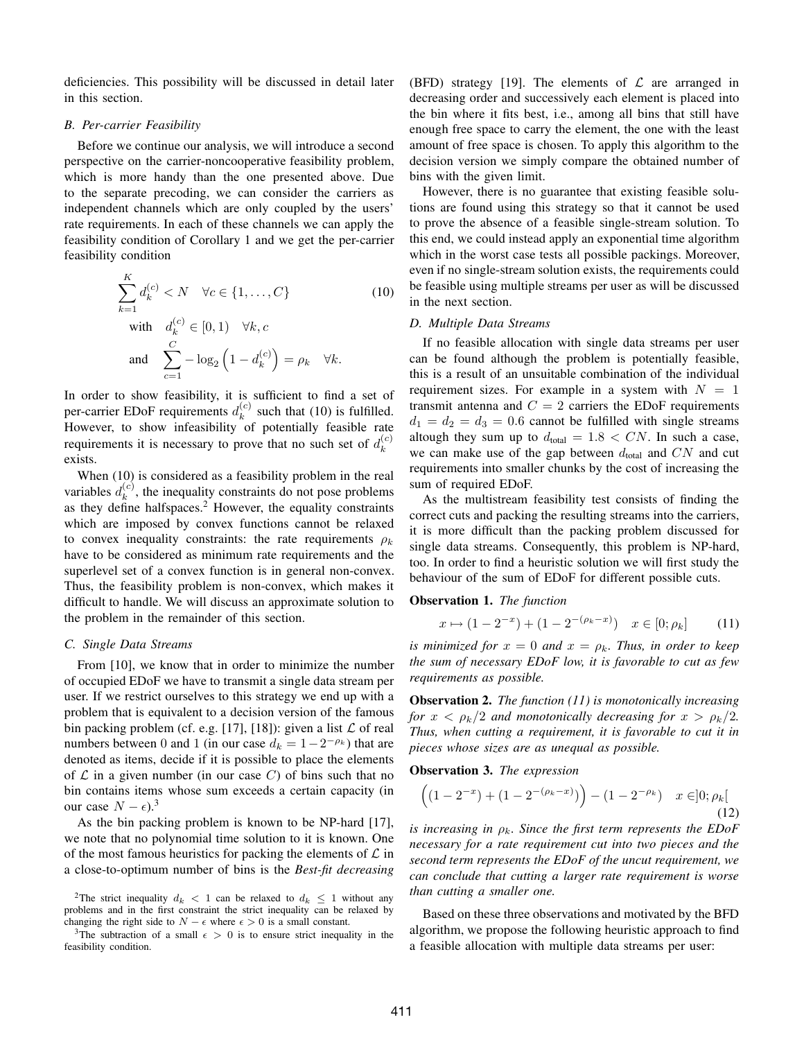deficiencies. This possibility will be discussed in detail later in this section.

### B. Per-carrier Feasibility

Before we continue our analysis, we will introduce a second perspective on the carrier-noncooperative feasibility problem, which is more handy than the one presented above. Due to the separate precoding, we can consider the carriers as independent channels which are only coupled by the users' rate requirements. In each of these channels we can apply the feasibility condition of Corollary 1 and we get the per-carrier feasibility condition

$$\sum_{k=1}^{K} d_k^{(c)} < N \quad \forall c \in \{1, \dots, C\} \tag{10}$$
$$\text{with} \quad d_k^{(c)} \in [0, 1) \quad \forall k, c$$
$$\text{and} \quad \sum_{c=1}^{C} -\log_2\left(1 - d_k^{(c)}\right) = \rho_k \quad \forall k.$$

In order to show feasibility, it is sufficient to find a set of per-carrier EDoF requirements $d_k^{(c)}$ such that (10) is fulfilled. However, to show infeasibility of potentially feasible rate requirements it is necessary to prove that no such set of $d_k^{(c)}$ exists.

When (10) is considered as a feasibility problem in the real variables $d_k^{(c)}$, the inequality constraints do not pose problems as they define halfspaces.[2] However, the equality constraints which are imposed by convex functions cannot be relaxed to convex inequality constraints: the rate requirements $\rho_k$ have to be considered as minimum rate requirements and the superlevel set of a convex function is in general non-convex. Thus, the feasibility problem is non-convex, which makes it difficult to handle. We will discuss an approximate solution to the problem in the remainder of this section.

### C. Single Data Streams

From [10], we know that in order to minimize the number of occupied EDoF we have to transmit a single data stream per user. If we restrict ourselves to this strategy we end up with a problem that is equivalent to a decision version of the famous bin packing problem (cf. e.g. [17], [18]): given a list $\mathcal{L}$ of real numbers between 0 and 1 (in our case $d_k = 1 - 2^{-\rho_k}$) that are denoted as items, decide if it is possible to place the elements of $\mathcal{L}$ in a given number (in our case $C$) of bins such that no bin contains items whose sum exceeds a certain capacity (in our case $N - \epsilon$).[3]

As the bin packing problem is known to be NP-hard [17], we note that no polynomial time solution to it is known. One of the most famous heuristics for packing the elements of $\mathcal{L}$ in a close-to-optimum number of bins is the *Best-fit decreasing* (BFD) strategy [19]. The elements of $\mathcal{L}$ are arranged in decreasing order and successively each element is placed into the bin where it fits best, i.e., among all bins that still have enough free space to carry the element, the one with the least amount of free space is chosen. To apply this algorithm to the decision version we simply compare the obtained number of bins with the given limit.

However, there is no guarantee that existing feasible solutions are found using this strategy so that it cannot be used to prove the absence of a feasible single-stream solution. To this end, we could instead apply an exponential time algorithm which in the worst case tests all possible packings. Moreover, even if no single-stream solution exists, the requirements could be feasible using multiple streams per user as will be discussed in the next section.

### D. Multiple Data Streams

If no feasible allocation with single data streams per user can be found although the problem is potentially feasible, this is a result of an unsuitable combination of the individual requirement sizes. For example in a system with $N = 1$ transmit antenna and $C = 2$ carriers the EDoF requirements $d_1 = d_2 = d_3 = 0.6$ cannot be fulfilled with single streams altough they sum up to $d_{\text{total}} = 1.8 < CN$. In such a case, we can make use of the gap between $d_{\text{total}}$ and $CN$ and cut requirements into smaller chunks by the cost of increasing the sum of required EDoF.

As the multistream feasibility test consists of finding the correct cuts and packing the resulting streams into the carriers, it is more difficult than the packing problem discussed for single data streams. Consequently, this problem is NP-hard, too. In order to find a heuristic solution we will first study the behaviour of the sum of EDoF for different possible cuts.

**Observation 1.** *The function*

$$x \mapsto (1 - 2^{-x}) + (1 - 2^{-(\rho_k - x)}) \quad x \in [0; \rho_k] \tag{11}$$

*is minimized for $x = 0$ and $x = \rho_k$. Thus, in order to keep the sum of necessary EDoF low, it is favorable to cut as few requirements as possible.*

**Observation 2.** *The function (11) is monotonically increasing for $x < \rho_k/2$ and monotonically decreasing for $x > \rho_k/2$. Thus, when cutting a requirement, it is favorable to cut it in pieces whose sizes are as unequal as possible.*

**Observation 3.** *The expression*

$$\Big((1 - 2^{-x}) + (1 - 2^{-(\rho_k - x)})\Big) - (1 - 2^{-\rho_k}) \quad x \in ]0; \rho_k[ \tag{12}$$

*is increasing in $\rho_k$. Since the first term represents the EDoF necessary for a rate requirement cut into two pieces and the second term represents the EDoF of the uncut requirement, we can conclude that cutting a larger rate requirement is worse than cutting a smaller one.*

Based on these three observations and motivated by the BFD algorithm, we propose the following heuristic approach to find a feasible allocation with multiple data streams per user:

---

[2] The strict inequality $d_k < 1$ can be relaxed to $d_k \leq 1$ without any problems and in the first constraint the strict inequality can be relaxed by changing the right side to $N - \epsilon$ where $\epsilon > 0$ is a small constant.

[3] The subtraction of a small $\epsilon > 0$ is to ensure strict inequality in the feasibility condition.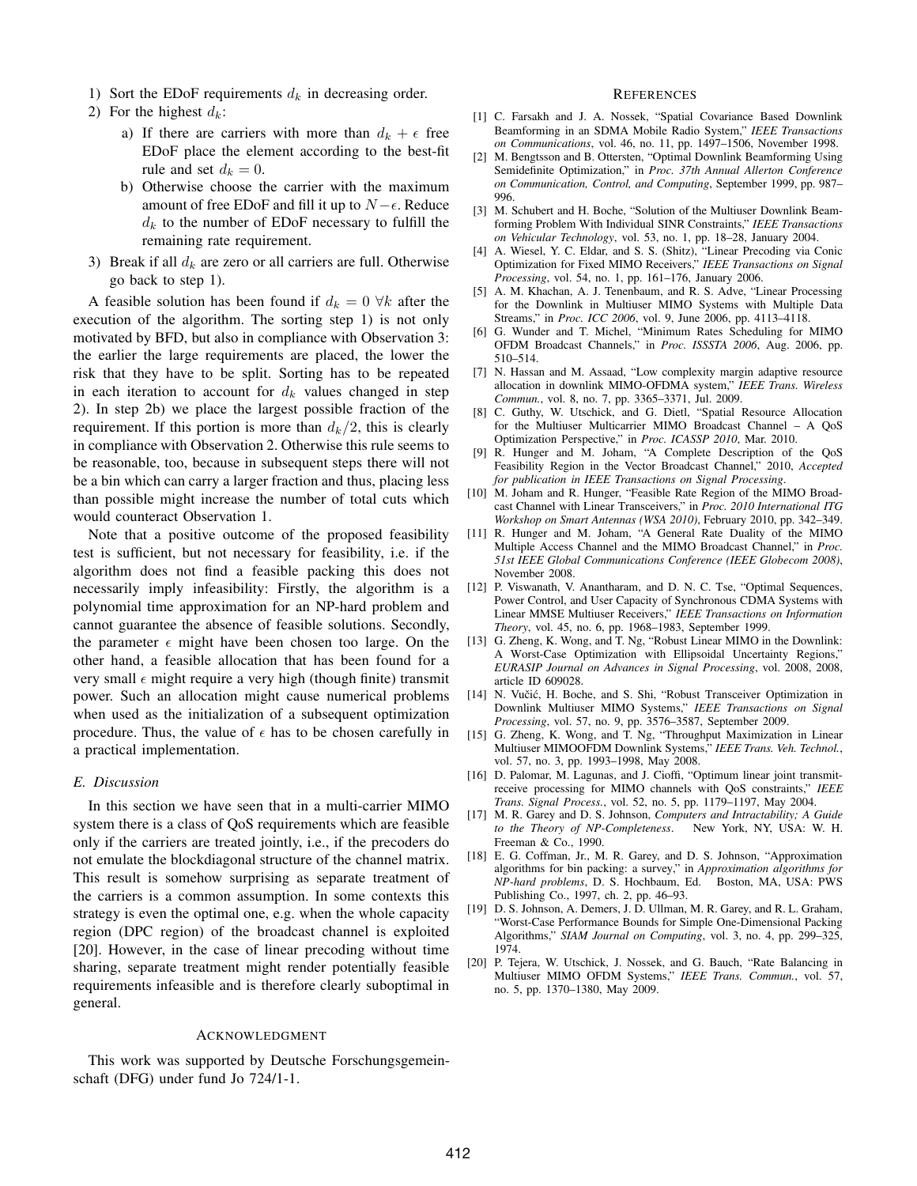1) Sort the EDoF requirements $d_k$ in decreasing order.
2) For the highest $d_k$:
   a) If there are carriers with more than $d_k + \epsilon$ free EDoF place the element according to the best-fit rule and set $d_k = 0$.
   b) Otherwise choose the carrier with the maximum amount of free EDoF and fill it up to $N - \epsilon$. Reduce $d_k$ to the number of EDoF necessary to fulfill the remaining rate requirement.
3) Break if all $d_k$ are zero or all carriers are full. Otherwise go back to step 1).

A feasible solution has been found if $d_k = 0 \;\forall k$ after the execution of the algorithm. The sorting step 1) is not only motivated by BFD, but also in compliance with Observation 3: the earlier the large requirements are placed, the lower the risk that they have to be split. Sorting has to be repeated in each iteration to account for $d_k$ values changed in step 2). In step 2b) we place the largest possible fraction of the requirement. If this portion is more than $d_k/2$, this is clearly in compliance with Observation 2. Otherwise this rule seems to be reasonable, too, because in subsequent steps there will not be a bin which can carry a larger fraction and thus, placing less than possible might increase the number of total cuts which would counteract Observation 1.

Note that a positive outcome of the proposed feasibility test is sufficient, but not necessary for feasibility, i.e. if the algorithm does not find a feasible packing this does not necessarily imply infeasibility: Firstly, the algorithm is a polynomial time approximation for an NP-hard problem and cannot guarantee the absence of feasible solutions. Secondly, the parameter $\epsilon$ might have been chosen too large. On the other hand, a feasible allocation that has been found for a very small $\epsilon$ might require a very high (though finite) transmit power. Such an allocation might cause numerical problems when used as the initialization of a subsequent optimization procedure. Thus, the value of $\epsilon$ has to be chosen carefully in a practical implementation.

### *E. Discussion*

In this section we have seen that in a multi-carrier MIMO system there is a class of QoS requirements which are feasible only if the carriers are treated jointly, i.e., if the precoders do not emulate the blockdiagonal structure of the channel matrix. This result is somehow surprising as separate treatment of the carriers is a common assumption. In some contexts this strategy is even the optimal one, e.g. when the whole capacity region (DPC region) of the broadcast channel is exploited [20]. However, in the case of linear precoding without time sharing, separate treatment might render potentially feasible requirements infeasible and is therefore clearly suboptimal in general.

## ACKNOWLEDGMENT

This work was supported by Deutsche Forschungsgemeinschaft (DFG) under fund Jo 724/1-1.

## REFERENCES

[1] C. Farsakh and J. A. Nossek, "Spatial Covariance Based Downlink Beamforming in an SDMA Mobile Radio System," *IEEE Transactions on Communications*, vol. 46, no. 11, pp. 1497–1506, November 1998.

[2] M. Bengtsson and B. Ottersten, "Optimal Downlink Beamforming Using Semidefinite Optimization," in *Proc. 37th Annual Allerton Conference on Communication, Control, and Computing*, September 1999, pp. 987–996.

[3] M. Schubert and H. Boche, "Solution of the Multiuser Downlink Beamforming Problem With Individual SINR Constraints," *IEEE Transactions on Vehicular Technology*, vol. 53, no. 1, pp. 18–28, January 2004.

[4] A. Wiesel, Y. C. Eldar, and S. S. (Shitz), "Linear Precoding via Conic Optimization for Fixed MIMO Receivers," *IEEE Transactions on Signal Processing*, vol. 54, no. 1, pp. 161–176, January 2006.

[5] A. M. Khachan, A. J. Tenenbaum, and R. S. Adve, "Linear Processing for the Downlink in Multiuser MIMO Systems with Multiple Data Streams," in *Proc. ICC 2006*, vol. 9, June 2006, pp. 4113–4118.

[6] G. Wunder and T. Michel, "Minimum Rates Scheduling for MIMO OFDM Broadcast Channels," in *Proc. ISSSTA 2006*, Aug. 2006, pp. 510–514.

[7] N. Hassan and M. Assaad, "Low complexity margin adaptive resource allocation in downlink MIMO-OFDMA system," *IEEE Trans. Wireless Commun.*, vol. 8, no. 7, pp. 3365–3371, Jul. 2009.

[8] C. Guthy, W. Utschick, and G. Dietl, "Spatial Resource Allocation for the Multiuser Multicarrier MIMO Broadcast Channel – A QoS Optimization Perspective," in *Proc. ICASSP 2010*, Mar. 2010.

[9] R. Hunger and M. Joham, "A Complete Description of the QoS Feasibility Region in the Vector Broadcast Channel," 2010, *Accepted for publication in IEEE Transactions on Signal Processing*.

[10] M. Joham and R. Hunger, "Feasible Rate Region of the MIMO Broadcast Channel with Linear Transceivers," in *Proc. 2010 International ITG Workshop on Smart Antennas (WSA 2010)*, February 2010, pp. 342–349.

[11] R. Hunger and M. Joham, "A General Rate Duality of the MIMO Multiple Access Channel and the MIMO Broadcast Channel," in *Proc. 51st IEEE Global Communications Conference (IEEE Globecom 2008)*, November 2008.

[12] P. Viswanath, V. Anantharam, and D. N. C. Tse, "Optimal Sequences, Power Control, and User Capacity of Synchronous CDMA Systems with Linear MMSE Multiuser Receivers," *IEEE Transactions on Information Theory*, vol. 45, no. 6, pp. 1968–1983, September 1999.

[13] G. Zheng, K. Wong, and T. Ng, "Robust Linear MIMO in the Downlink: A Worst-Case Optimization with Ellipsoidal Uncertainty Regions," *EURASIP Journal on Advances in Signal Processing*, vol. 2008, 2008, article ID 609028.

[14] N. Vučić, H. Boche, and S. Shi, "Robust Transceiver Optimization in Downlink Multiuser MIMO Systems," *IEEE Transactions on Signal Processing*, vol. 57, no. 9, pp. 3576–3587, September 2009.

[15] G. Zheng, K. Wong, and T. Ng, "Throughput Maximization in Linear Multiuser MIMOOFDM Downlink Systems," *IEEE Trans. Veh. Technol.*, vol. 57, no. 3, pp. 1993–1998, May 2008.

[16] D. Palomar, M. Lagunas, and J. Cioffi, "Optimum linear joint transmit-receive processing for MIMO channels with QoS constraints," *IEEE Trans. Signal Process.*, vol. 52, no. 5, pp. 1179–1197, May 2004.

[17] M. R. Garey and D. S. Johnson, *Computers and Intractability; A Guide to the Theory of NP-Completeness*. New York, NY, USA: W. H. Freeman & Co., 1990.

[18] E. G. Coffman, Jr., M. R. Garey, and D. S. Johnson, "Approximation algorithms for bin packing: a survey," in *Approximation algorithms for NP-hard problems*, D. S. Hochbaum, Ed. Boston, MA, USA: PWS Publishing Co., 1997, ch. 2, pp. 46–93.

[19] D. S. Johnson, A. Demers, J. D. Ullman, M. R. Garey, and R. L. Graham, "Worst-Case Performance Bounds for Simple One-Dimensional Packing Algorithms," *SIAM Journal on Computing*, vol. 3, no. 4, pp. 299–325, 1974.

[20] P. Tejera, W. Utschick, J. Nossek, and G. Bauch, "Rate Balancing in Multiuser MIMO OFDM Systems," *IEEE Trans. Commun.*, vol. 57, no. 5, pp. 1370–1380, May 2009.